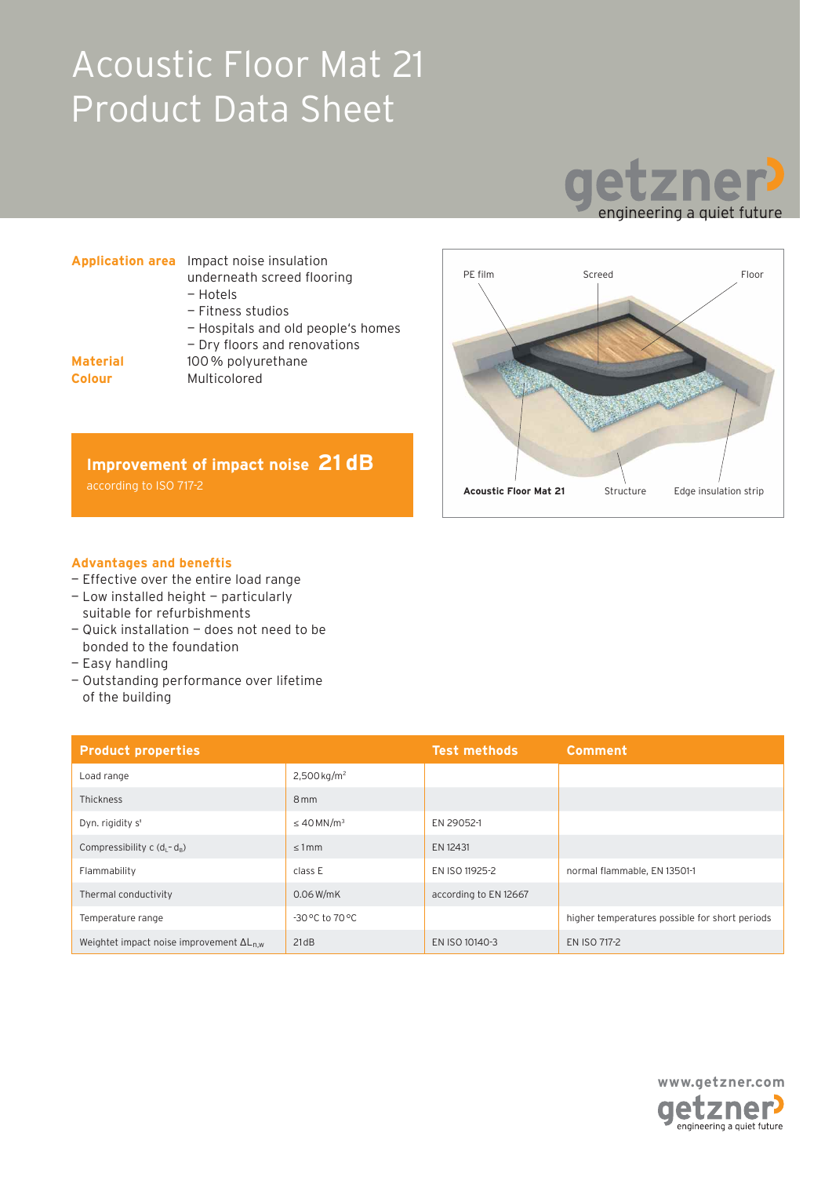# Acoustic Floor Mat 21 Product Data Sheet

getzner engineering a quiet future

**Application area** Impact noise insulation underneath screed flooring
- Hotels
- Fitness studios
- Hospitals and old people's homes
- Dry floors and renovations

**Material** 100 % polyurethane

**Colour** Multicolored

**Improvement of impact noise 21 dB**
according to ISO 717-2

PE film — Screed — Floor

**Acoustic Floor Mat 21** — Structure — Edge insulation strip

### Advantages and benefits

- Effective over the entire load range
- Low installed height – particularly suitable for refurbishments
- Quick installation – does not need to be bonded to the foundation
- Easy handling
- Outstanding performance over lifetime of the building

| Product properties | | Test methods | Comment |
|---|---|---|---|
| Load range | 2,500 kg/m$^2$ | | |
| Thickness | 8 mm | | |
| Dyn. rigidity s' | ≤ 40 MN/m$^3$ | EN 29052-1 | |
| Compressibility c ($d_L - d_B$) | ≤ 1 mm | EN 12431 | |
| Flammability | class E | EN ISO 11925-2 | normal flammable, EN 13501-1 |
| Thermal conductivity | 0.06 W/mK | according to EN 12667 | |
| Temperature range | -30 °C to 70 °C | | higher temperatures possible for short periods |
| Weightet impact noise improvement $\Delta L_{n,w}$ | 21 dB | EN ISO 10140-3 | EN ISO 717-2 |

www.getzner.com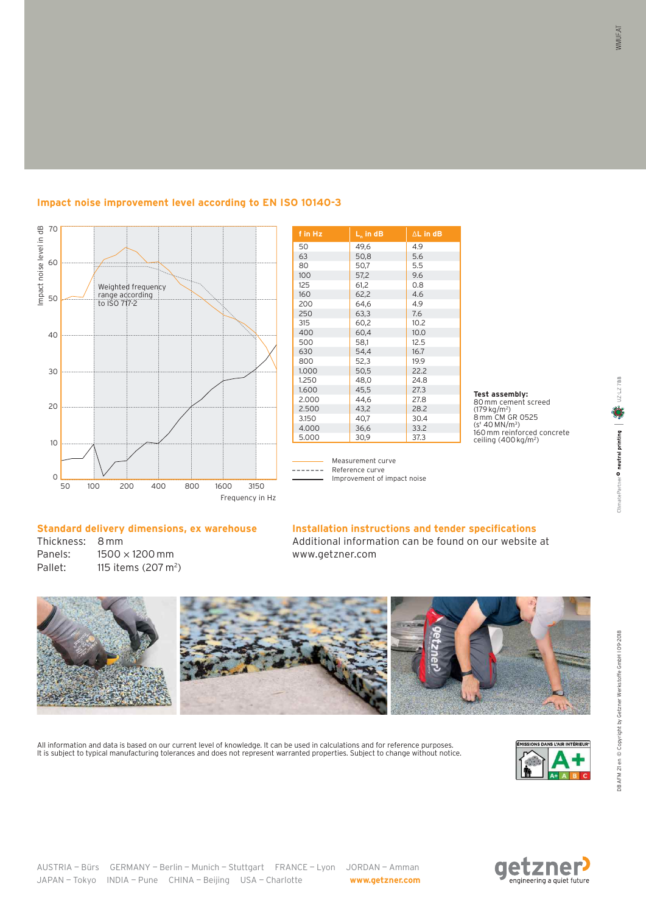## Impact noise improvement level according to EN ISO 10140-3

Impact noise level in dB

70
60
50
40
30
20
10
0

50 100 200 400 800 1600 3150

Frequency in Hz

Weighted frequency range according to ISO 717-2

| f in Hz | $L_n$ in dB | ΔL in dB |
|---|---|---|
| 50 | 49,6 | 4.9 |
| 63 | 50,8 | 5.6 |
| 80 | 50,7 | 5.5 |
| 100 | 57,2 | 9.6 |
| 125 | 61,2 | 0.8 |
| 160 | 62,2 | 4.6 |
| 200 | 64,6 | 4.9 |
| 250 | 63,3 | 7.6 |
| 315 | 60,2 | 10.2 |
| 400 | 60,4 | 10.0 |
| 500 | 58,1 | 12.5 |
| 630 | 54,4 | 16.7 |
| 800 | 52,3 | 19.9 |
| 1.000 | 50,5 | 22.2 |
| 1.250 | 48,0 | 24.8 |
| 1.600 | 45,5 | 27.3 |
| 2.000 | 44,6 | 27.8 |
| 2.500 | 43,2 | 28.2 |
| 3.150 | 40,7 | 30.4 |
| 4.000 | 36,6 | 33.2 |
| 5.000 | 30,9 | 37.3 |

Measurement curve
Reference curve
Improvement of impact noise

**Test assembly:**
80 mm cement screed
(179 kg/m²)
8 mm CM GR 0525
(s' 40 MN/m³)
160 mm reinforced concrete ceiling (400 kg/m²)

## Standard delivery dimensions, ex warehouse

Thickness: 8 mm
Panels: 1500 × 1200 mm
Pallet: 115 items (207 m²)

## Installation instructions and tender specifications

Additional information can be found on our website at www.getzner.com

All information and data is based on our current level of knowledge. It can be used in calculations and for reference purposes.
It is subject to typical manufacturing tolerances and does not represent warranted properties. Subject to change without notice.

AUSTRIA – Bürs GERMANY – Berlin – Munich – Stuttgart FRANCE – Lyon JORDAN – Amman
JAPAN – Tokyo INDIA – Pune CHINA – Beijing USA – Charlotte **www.getzner.com**

getzner engineering a quiet future